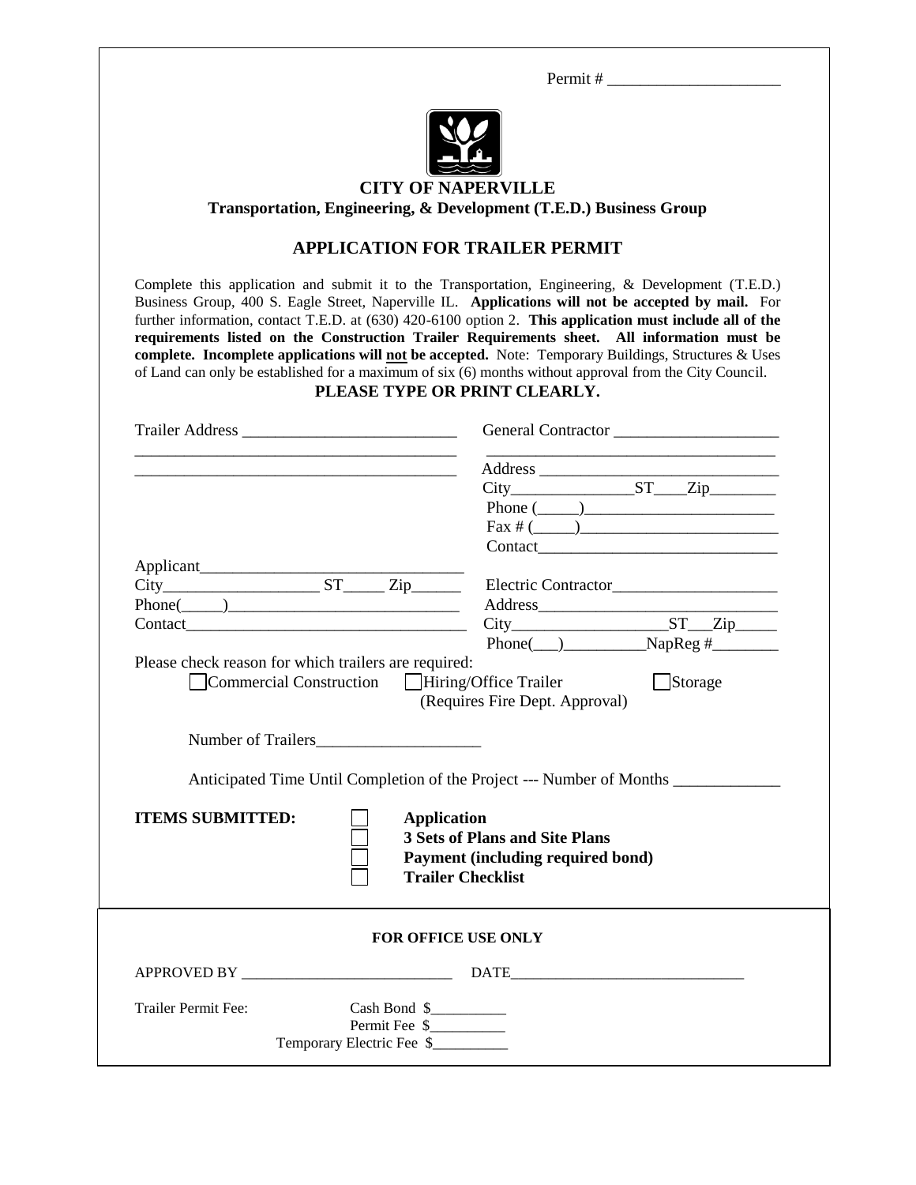Permit # ____________________

**CITY OF NAPERVILLE**

**Transportation, Engineering, & Development (T.E.D.) Business Group**

## APPLICATION FOR TRAILER PERMIT

Complete this application and submit it to the Transportation, Engineering, & Development (T.E.D.) Business Group, 400 S. Eagle Street, Naperville IL. **Applications will not be accepted by mail.** For further information, contact T.E.D. at (630) 420-6100 option 2. **This application must include all of the requirements listed on the Construction Trailer Requirements sheet. All information must be complete. Incomplete applications will <u>not</u> be accepted.** Note: Temporary Buildings, Structures & Uses of Land can only be established for a maximum of six (6) months without approval from the City Council.

**PLEASE TYPE OR PRINT CLEARLY.**

Trailer Address __________________________

________________________________________

________________________________________

General Contractor ____________________

____________________________________

Address ______________________________

City_______________ST____Zip________

Phone (_____)_______________________

Fax # (_____)_______________________

Contact_____________________________

Applicant_______________________________

City__________________ ST_____ Zip______

Phone(_____)____________________________

Contact_________________________________

Electric Contractor____________________

Address_____________________________

City__________________ST___Zip_____

Phone(___)__________NapReg #________

Please check reason for which trailers are required:

- ☐ Commercial Construction
- ☐ Hiring/Office Trailer (Requires Fire Dept. Approval)
- ☐ Storage

Number of Trailers___________________

Anticipated Time Until Completion of the Project --- Number of Months ____________

**ITEMS SUBMITTED:**

- ☐ **Application**
- ☐ **3 Sets of Plans and Site Plans**
- ☐ **Payment (including required bond)**
- ☐ **Trailer Checklist**

---

**FOR OFFICE USE ONLY**

APPROVED BY ____________________________ DATE______________________________

Trailer Permit Fee:

Cash Bond $__________

Permit Fee $__________

Temporary Electric Fee $__________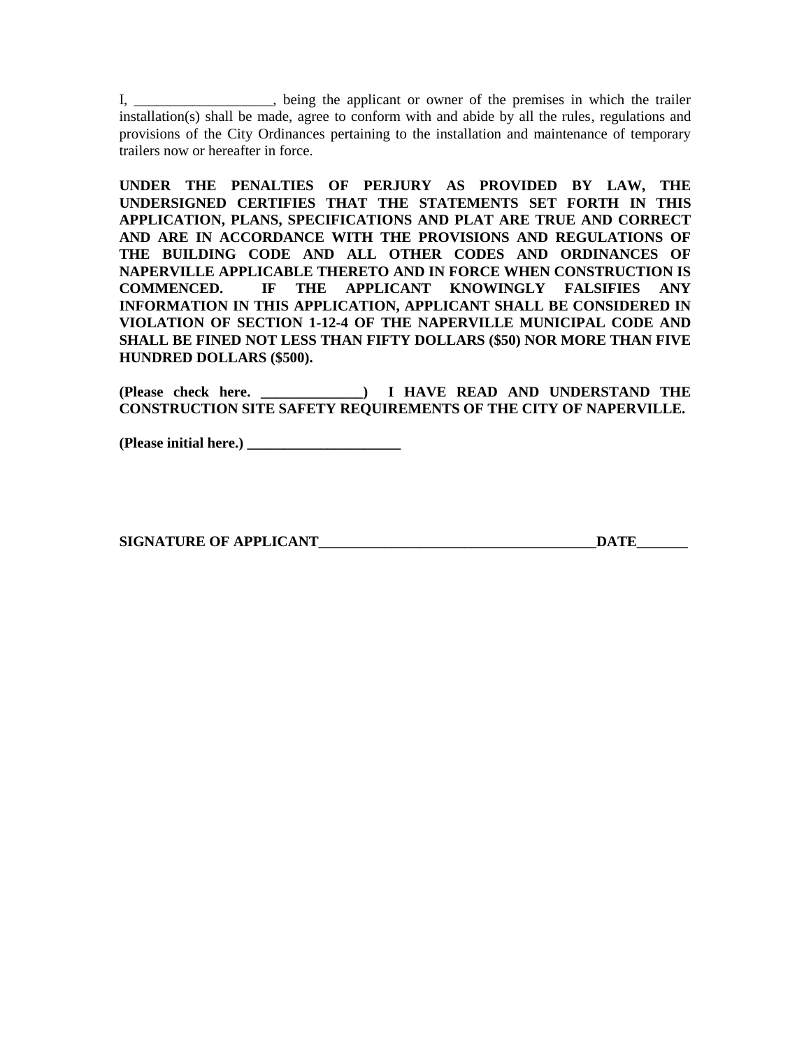I, ___________________, being the applicant or owner of the premises in which the trailer installation(s) shall be made, agree to conform with and abide by all the rules, regulations and provisions of the City Ordinances pertaining to the installation and maintenance of temporary trailers now or hereafter in force.

**UNDER THE PENALTIES OF PERJURY AS PROVIDED BY LAW, THE UNDERSIGNED CERTIFIES THAT THE STATEMENTS SET FORTH IN THIS APPLICATION, PLANS, SPECIFICATIONS AND PLAT ARE TRUE AND CORRECT AND ARE IN ACCORDANCE WITH THE PROVISIONS AND REGULATIONS OF THE BUILDING CODE AND ALL OTHER CODES AND ORDINANCES OF NAPERVILLE APPLICABLE THERETO AND IN FORCE WHEN CONSTRUCTION IS COMMENCED. IF THE APPLICANT KNOWINGLY FALSIFIES ANY INFORMATION IN THIS APPLICATION, APPLICANT SHALL BE CONSIDERED IN VIOLATION OF SECTION 1-12-4 OF THE NAPERVILLE MUNICIPAL CODE AND SHALL BE FINED NOT LESS THAN FIFTY DOLLARS ($50) NOR MORE THAN FIVE HUNDRED DOLLARS ($500).**

**(Please check here. ______________) I HAVE READ AND UNDERSTAND THE CONSTRUCTION SITE SAFETY REQUIREMENTS OF THE CITY OF NAPERVILLE.**

**(Please initial here.) _____________________**

**SIGNATURE OF APPLICANT_______________________________________DATE_______**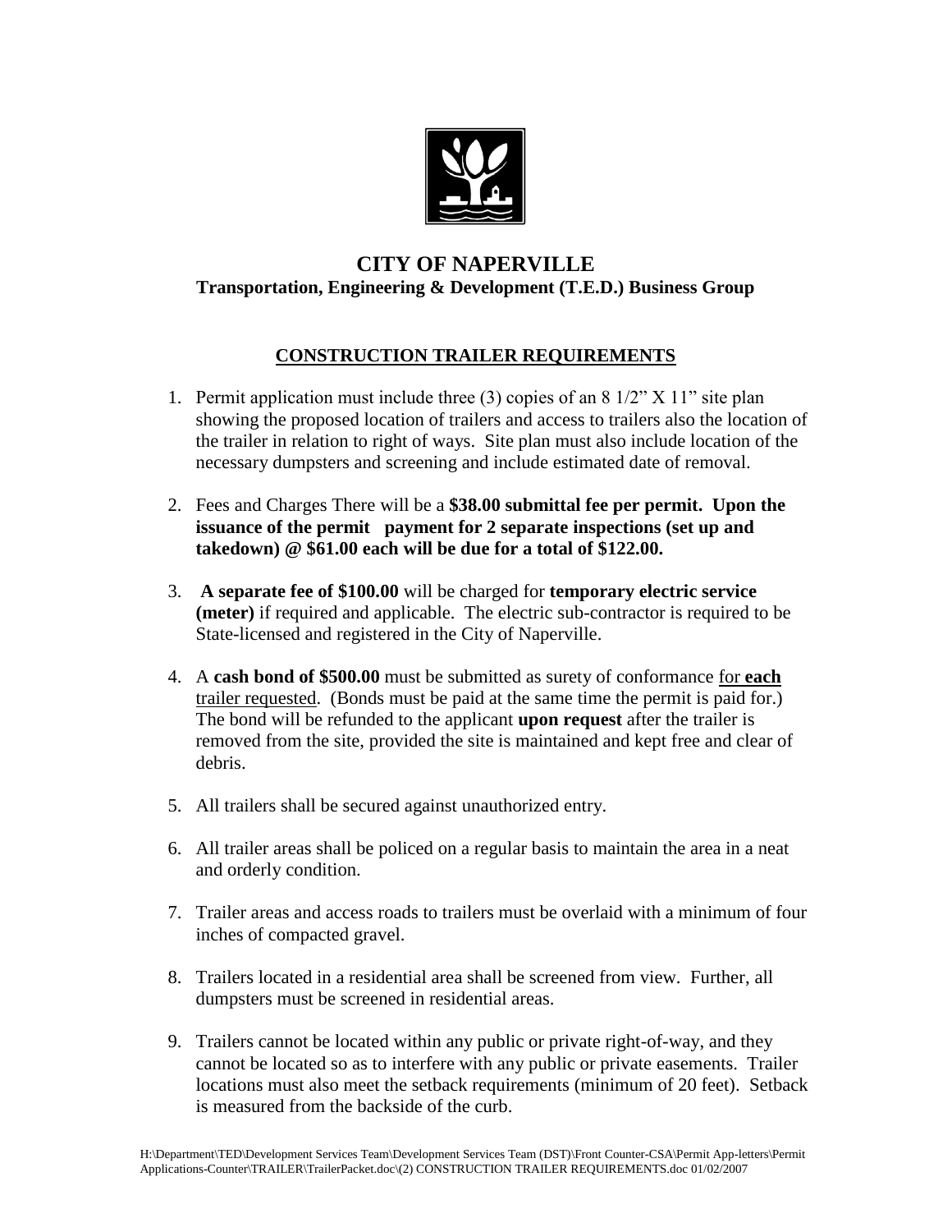# CITY OF NAPERVILLE

## Transportation, Engineering & Development (T.E.D.) Business Group

## CONSTRUCTION TRAILER REQUIREMENTS

1. Permit application must include three (3) copies of an 8 1/2" X 11" site plan showing the proposed location of trailers and access to trailers also the location of the trailer in relation to right of ways. Site plan must also include location of the necessary dumpsters and screening and include estimated date of removal.

2. Fees and Charges There will be a **$38.00 submittal fee per permit. Upon the issuance of the permit payment for 2 separate inspections (set up and takedown) @ $61.00 each will be due for a total of $122.00.**

3. **A separate fee of $100.00** will be charged for **temporary electric service (meter)** if required and applicable. The electric sub-contractor is required to be State-licensed and registered in the City of Naperville.

4. A **cash bond of $500.00** must be submitted as surety of conformance for **each** trailer requested. (Bonds must be paid at the same time the permit is paid for.) The bond will be refunded to the applicant **upon request** after the trailer is removed from the site, provided the site is maintained and kept free and clear of debris.

5. All trailers shall be secured against unauthorized entry.

6. All trailer areas shall be policed on a regular basis to maintain the area in a neat and orderly condition.

7. Trailer areas and access roads to trailers must be overlaid with a minimum of four inches of compacted gravel.

8. Trailers located in a residential area shall be screened from view. Further, all dumpsters must be screened in residential areas.

9. Trailers cannot be located within any public or private right-of-way, and they cannot be located so as to interfere with any public or private easements. Trailer locations must also meet the setback requirements (minimum of 20 feet). Setback is measured from the backside of the curb.

H:\Department\TED\Development Services Team\Development Services Team (DST)\Front Counter-CSA\Permit App-letters\Permit Applications-Counter\TRAILER\TrailerPacket.doc\(2) CONSTRUCTION TRAILER REQUIREMENTS.doc 01/02/2007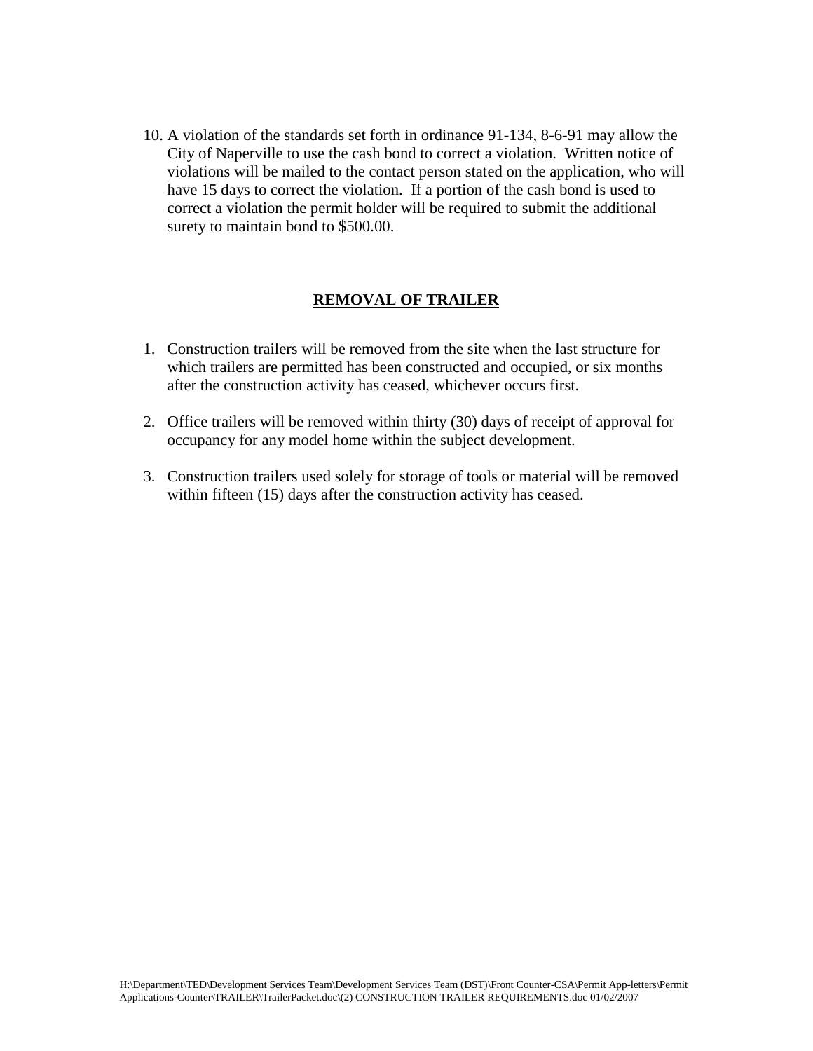10. A violation of the standards set forth in ordinance 91-134, 8-6-91 may allow the City of Naperville to use the cash bond to correct a violation. Written notice of violations will be mailed to the contact person stated on the application, who will have 15 days to correct the violation. If a portion of the cash bond is used to correct a violation the permit holder will be required to submit the additional surety to maintain bond to $500.00.

## REMOVAL OF TRAILER

1. Construction trailers will be removed from the site when the last structure for which trailers are permitted has been constructed and occupied, or six months after the construction activity has ceased, whichever occurs first.

2. Office trailers will be removed within thirty (30) days of receipt of approval for occupancy for any model home within the subject development.

3. Construction trailers used solely for storage of tools or material will be removed within fifteen (15) days after the construction activity has ceased.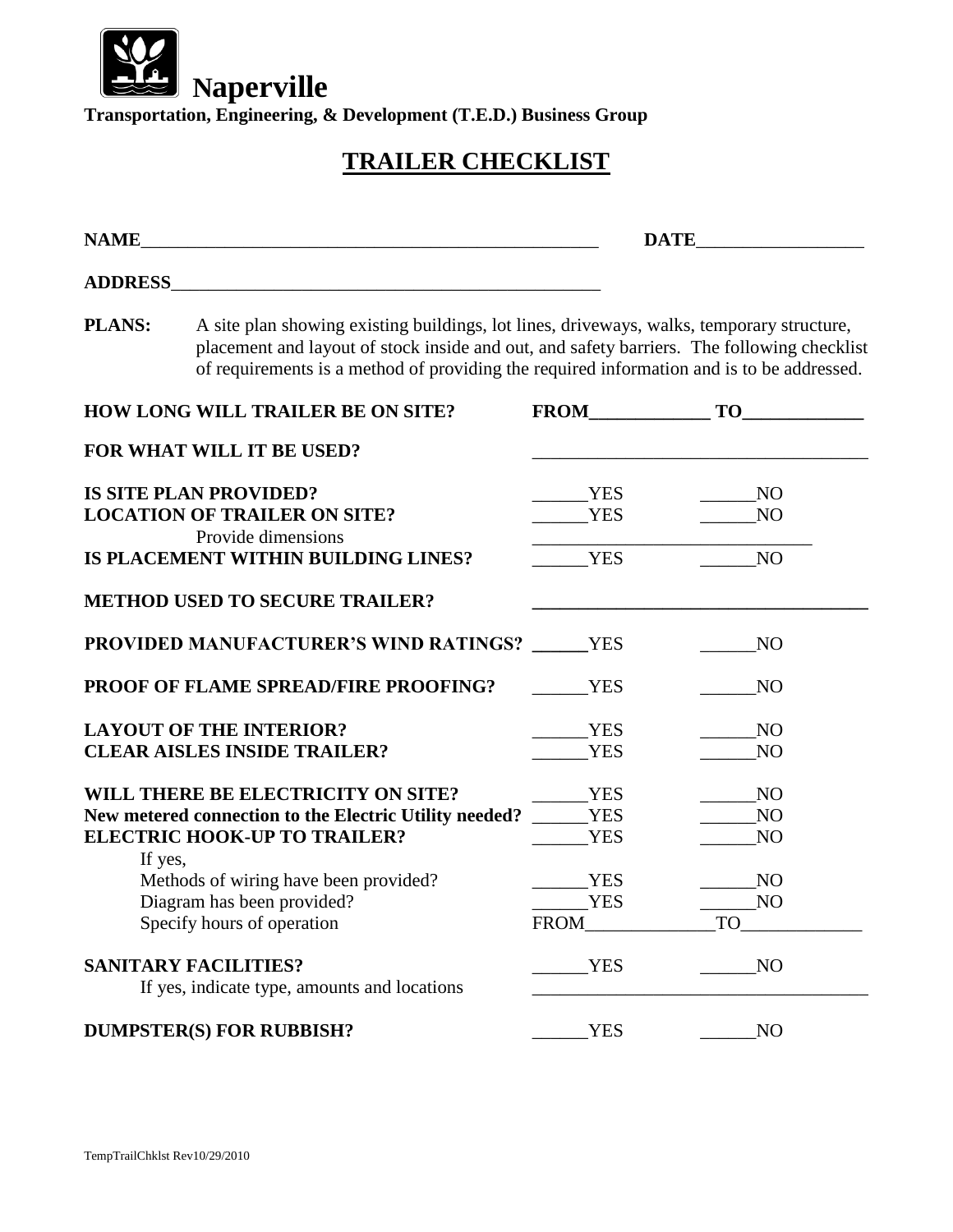**Naperville**

**Transportation, Engineering, & Development (T.E.D.) Business Group**

# TRAILER CHECKLIST

**NAME**__________________________________________________ **DATE**__________________

**ADDRESS**______________________________________________

**PLANS:** A site plan showing existing buildings, lot lines, driveways, walks, temporary structure, placement and layout of stock inside and out, and safety barriers. The following checklist of requirements is a method of providing the required information and is to be addressed.

**HOW LONG WILL TRAILER BE ON SITE?** **FROM**____________ **TO**____________

**FOR WHAT WILL IT BE USED?** ___________________________________

**IS SITE PLAN PROVIDED?** ______YES ______NO

**LOCATION OF TRAILER ON SITE?** ______YES ______NO

Provide dimensions ______________________________

**IS PLACEMENT WITHIN BUILDING LINES?** ______YES ______NO

**METHOD USED TO SECURE TRAILER?** ___________________________________

**PROVIDED MANUFACTURER'S WIND RATINGS?** ______YES ______NO

**PROOF OF FLAME SPREAD/FIRE PROOFING?** ______YES ______NO

**LAYOUT OF THE INTERIOR?** ______YES ______NO

**CLEAR AISLES INSIDE TRAILER?** ______YES ______NO

**WILL THERE BE ELECTRICITY ON SITE?** ______YES ______NO

**New metered connection to the Electric Utility needed?** ______YES ______NO

**ELECTRIC HOOK-UP TO TRAILER?** ______YES ______NO

If yes,

Methods of wiring have been provided? ______YES ______NO

Diagram has been provided? ______YES ______NO

Specify hours of operation FROM_____________TO_____________

**SANITARY FACILITIES?** ______YES ______NO

If yes, indicate type, amounts and locations ___________________________________

**DUMPSTER(S) FOR RUBBISH?** ______YES ______NO

TempTrailChklst Rev10/29/2010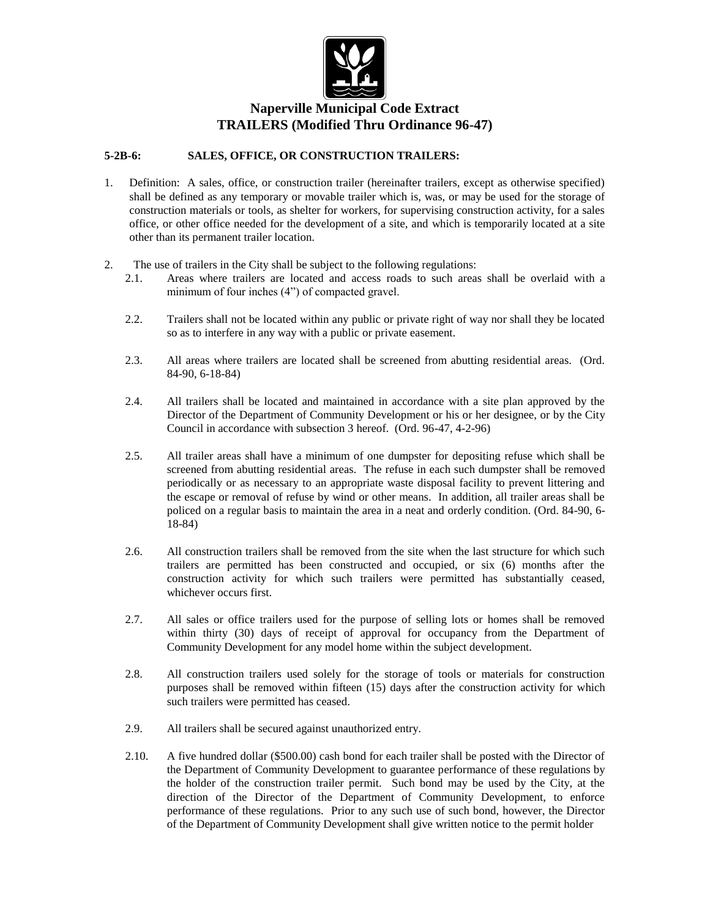# Naperville Municipal Code Extract

# TRAILERS (Modified Thru Ordinance 96-47)

### 5-2B-6: SALES, OFFICE, OR CONSTRUCTION TRAILERS:

1. Definition: A sales, office, or construction trailer (hereinafter trailers, except as otherwise specified) shall be defined as any temporary or movable trailer which is, was, or may be used for the storage of construction materials or tools, as shelter for workers, for supervising construction activity, for a sales office, or other office needed for the development of a site, and which is temporarily located at a site other than its permanent trailer location.

2. The use of trailers in the City shall be subject to the following regulations:

   2.1. Areas where trailers are located and access roads to such areas shall be overlaid with a minimum of four inches (4") of compacted gravel.

   2.2. Trailers shall not be located within any public or private right of way nor shall they be located so as to interfere in any way with a public or private easement.

   2.3. All areas where trailers are located shall be screened from abutting residential areas. (Ord. 84-90, 6-18-84)

   2.4. All trailers shall be located and maintained in accordance with a site plan approved by the Director of the Department of Community Development or his or her designee, or by the City Council in accordance with subsection 3 hereof. (Ord. 96-47, 4-2-96)

   2.5. All trailer areas shall have a minimum of one dumpster for depositing refuse which shall be screened from abutting residential areas. The refuse in each such dumpster shall be removed periodically or as necessary to an appropriate waste disposal facility to prevent littering and the escape or removal of refuse by wind or other means. In addition, all trailer areas shall be policed on a regular basis to maintain the area in a neat and orderly condition. (Ord. 84-90, 6-18-84)

   2.6. All construction trailers shall be removed from the site when the last structure for which such trailers are permitted has been constructed and occupied, or six (6) months after the construction activity for which such trailers were permitted has substantially ceased, whichever occurs first.

   2.7. All sales or office trailers used for the purpose of selling lots or homes shall be removed within thirty (30) days of receipt of approval for occupancy from the Department of Community Development for any model home within the subject development.

   2.8. All construction trailers used solely for the storage of tools or materials for construction purposes shall be removed within fifteen (15) days after the construction activity for which such trailers were permitted has ceased.

   2.9. All trailers shall be secured against unauthorized entry.

   2.10. A five hundred dollar ($500.00) cash bond for each trailer shall be posted with the Director of the Department of Community Development to guarantee performance of these regulations by the holder of the construction trailer permit. Such bond may be used by the City, at the direction of the Director of the Department of Community Development, to enforce performance of these regulations. Prior to any such use of such bond, however, the Director of the Department of Community Development shall give written notice to the permit holder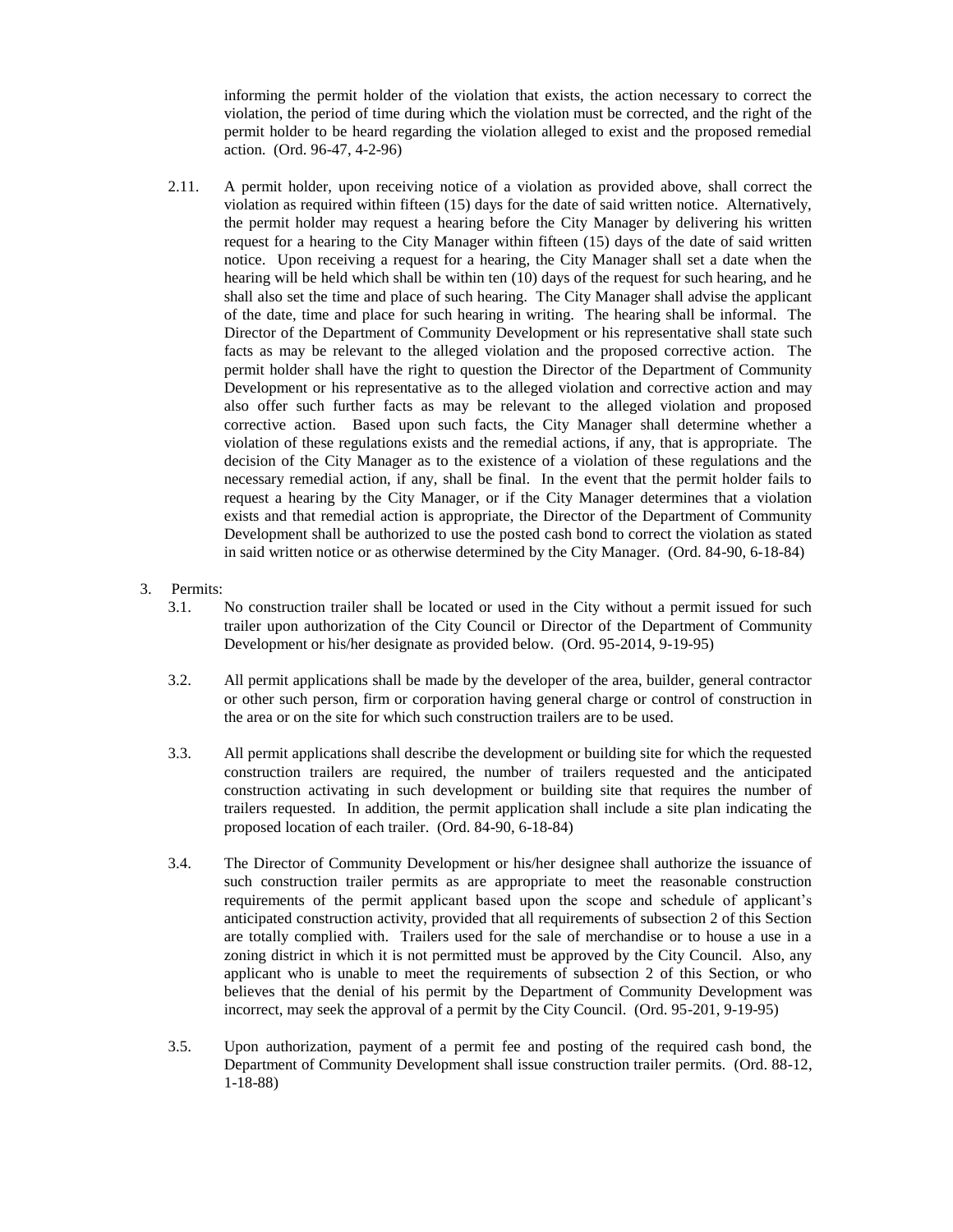informing the permit holder of the violation that exists, the action necessary to correct the violation, the period of time during which the violation must be corrected, and the right of the permit holder to be heard regarding the violation alleged to exist and the proposed remedial action. (Ord. 96-47, 4-2-96)

2.11. A permit holder, upon receiving notice of a violation as provided above, shall correct the violation as required within fifteen (15) days for the date of said written notice. Alternatively, the permit holder may request a hearing before the City Manager by delivering his written request for a hearing to the City Manager within fifteen (15) days of the date of said written notice. Upon receiving a request for a hearing, the City Manager shall set a date when the hearing will be held which shall be within ten (10) days of the request for such hearing, and he shall also set the time and place of such hearing. The City Manager shall advise the applicant of the date, time and place for such hearing in writing. The hearing shall be informal. The Director of the Department of Community Development or his representative shall state such facts as may be relevant to the alleged violation and the proposed corrective action. The permit holder shall have the right to question the Director of the Department of Community Development or his representative as to the alleged violation and corrective action and may also offer such further facts as may be relevant to the alleged violation and proposed corrective action. Based upon such facts, the City Manager shall determine whether a violation of these regulations exists and the remedial actions, if any, that is appropriate. The decision of the City Manager as to the existence of a violation of these regulations and the necessary remedial action, if any, shall be final. In the event that the permit holder fails to request a hearing by the City Manager, or if the City Manager determines that a violation exists and that remedial action is appropriate, the Director of the Department of Community Development shall be authorized to use the posted cash bond to correct the violation as stated in said written notice or as otherwise determined by the City Manager. (Ord. 84-90, 6-18-84)

3. Permits:

3.1. No construction trailer shall be located or used in the City without a permit issued for such trailer upon authorization of the City Council or Director of the Department of Community Development or his/her designate as provided below. (Ord. 95-2014, 9-19-95)

3.2. All permit applications shall be made by the developer of the area, builder, general contractor or other such person, firm or corporation having general charge or control of construction in the area or on the site for which such construction trailers are to be used.

3.3. All permit applications shall describe the development or building site for which the requested construction trailers are required, the number of trailers requested and the anticipated construction activating in such development or building site that requires the number of trailers requested. In addition, the permit application shall include a site plan indicating the proposed location of each trailer. (Ord. 84-90, 6-18-84)

3.4. The Director of Community Development or his/her designee shall authorize the issuance of such construction trailer permits as are appropriate to meet the reasonable construction requirements of the permit applicant based upon the scope and schedule of applicant's anticipated construction activity, provided that all requirements of subsection 2 of this Section are totally complied with. Trailers used for the sale of merchandise or to house a use in a zoning district in which it is not permitted must be approved by the City Council. Also, any applicant who is unable to meet the requirements of subsection 2 of this Section, or who believes that the denial of his permit by the Department of Community Development was incorrect, may seek the approval of a permit by the City Council. (Ord. 95-201, 9-19-95)

3.5. Upon authorization, payment of a permit fee and posting of the required cash bond, the Department of Community Development shall issue construction trailer permits. (Ord. 88-12, 1-18-88)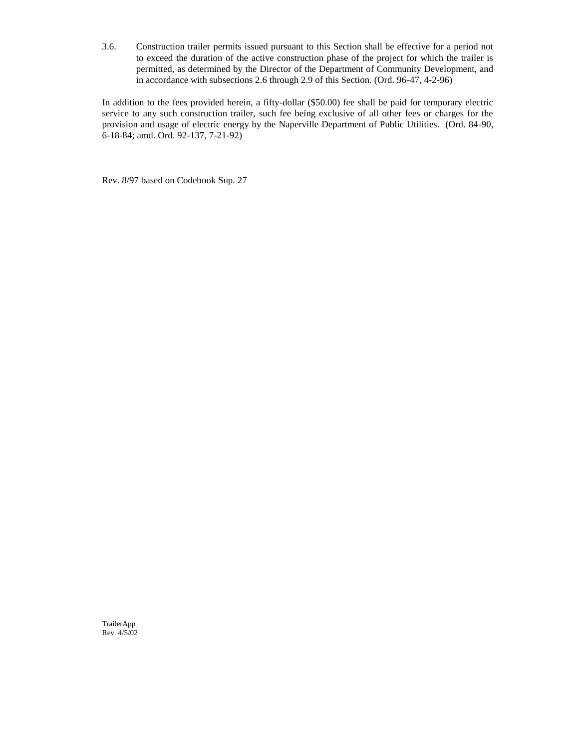3.6. Construction trailer permits issued pursuant to this Section shall be effective for a period not to exceed the duration of the active construction phase of the project for which the trailer is permitted, as determined by the Director of the Department of Community Development, and in accordance with subsections 2.6 through 2.9 of this Section. (Ord. 96-47, 4-2-96)

In addition to the fees provided herein, a fifty-dollar ($50.00) fee shall be paid for temporary electric service to any such construction trailer, such fee being exclusive of all other fees or charges for the provision and usage of electric energy by the Naperville Department of Public Utilities. (Ord. 84-90, 6-18-84; amd. Ord. 92-137, 7-21-92)

Rev. 8/97 based on Codebook Sup. 27

TrailerApp
Rev. 4/5/02